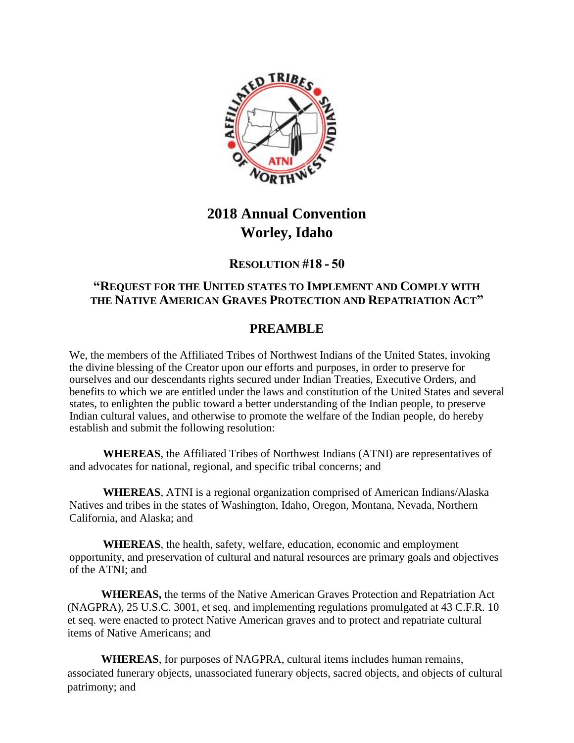# 2018 Annual Convention
# Worley, Idaho

## RESOLUTION #18 - 50

### "REQUEST FOR THE UNITED STATES TO IMPLEMENT AND COMPLY WITH THE NATIVE AMERICAN GRAVES PROTECTION AND REPATRIATION ACT"

## PREAMBLE

We, the members of the Affiliated Tribes of Northwest Indians of the United States, invoking the divine blessing of the Creator upon our efforts and purposes, in order to preserve for ourselves and our descendants rights secured under Indian Treaties, Executive Orders, and benefits to which we are entitled under the laws and constitution of the United States and several states, to enlighten the public toward a better understanding of the Indian people, to preserve Indian cultural values, and otherwise to promote the welfare of the Indian people, do hereby establish and submit the following resolution:

**WHEREAS**, the Affiliated Tribes of Northwest Indians (ATNI) are representatives of and advocates for national, regional, and specific tribal concerns; and

**WHEREAS**, ATNI is a regional organization comprised of American Indians/Alaska Natives and tribes in the states of Washington, Idaho, Oregon, Montana, Nevada, Northern California, and Alaska; and

**WHEREAS**, the health, safety, welfare, education, economic and employment opportunity, and preservation of cultural and natural resources are primary goals and objectives of the ATNI; and

**WHEREAS,** the terms of the Native American Graves Protection and Repatriation Act (NAGPRA), 25 U.S.C. 3001, et seq. and implementing regulations promulgated at 43 C.F.R. 10 et seq. were enacted to protect Native American graves and to protect and repatriate cultural items of Native Americans; and

**WHEREAS**, for purposes of NAGPRA, cultural items includes human remains, associated funerary objects, unassociated funerary objects, sacred objects, and objects of cultural patrimony; and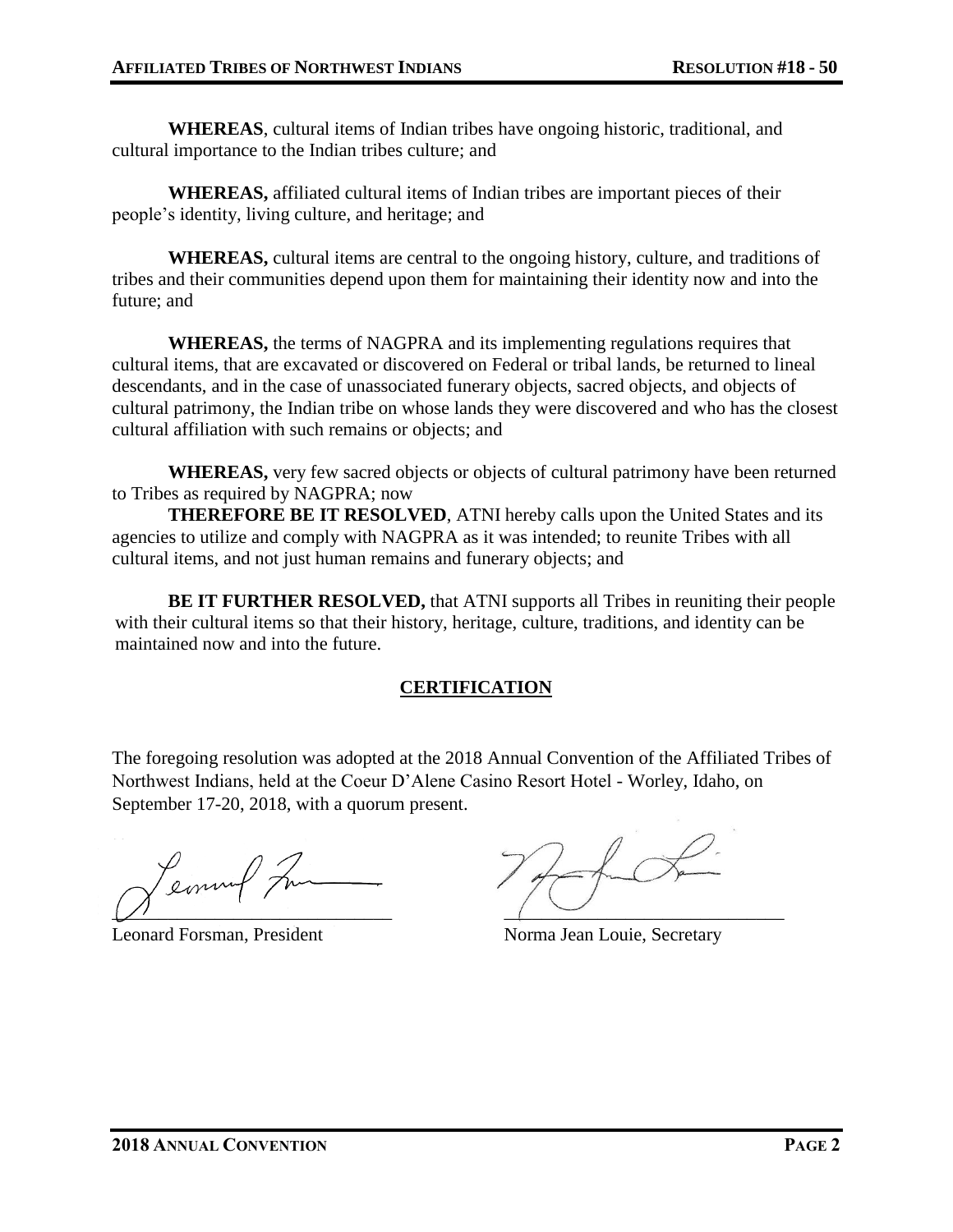**WHEREAS**, cultural items of Indian tribes have ongoing historic, traditional, and cultural importance to the Indian tribes culture; and

**WHEREAS,** affiliated cultural items of Indian tribes are important pieces of their people's identity, living culture, and heritage; and

**WHEREAS,** cultural items are central to the ongoing history, culture, and traditions of tribes and their communities depend upon them for maintaining their identity now and into the future; and

**WHEREAS,** the terms of NAGPRA and its implementing regulations requires that cultural items, that are excavated or discovered on Federal or tribal lands, be returned to lineal descendants, and in the case of unassociated funerary objects, sacred objects, and objects of cultural patrimony, the Indian tribe on whose lands they were discovered and who has the closest cultural affiliation with such remains or objects; and

**WHEREAS,** very few sacred objects or objects of cultural patrimony have been returned to Tribes as required by NAGPRA; now

**THEREFORE BE IT RESOLVED**, ATNI hereby calls upon the United States and its agencies to utilize and comply with NAGPRA as it was intended; to reunite Tribes with all cultural items, and not just human remains and funerary objects; and

**BE IT FURTHER RESOLVED,** that ATNI supports all Tribes in reuniting their people with their cultural items so that their history, heritage, culture, traditions, and identity can be maintained now and into the future.

## CERTIFICATION

The foregoing resolution was adopted at the 2018 Annual Convention of the Affiliated Tribes of Northwest Indians, held at the Coeur D'Alene Casino Resort Hotel - Worley, Idaho, on September 17-20, 2018, with a quorum present.

Leonard Forsman, President

Norma Jean Louie, Secretary